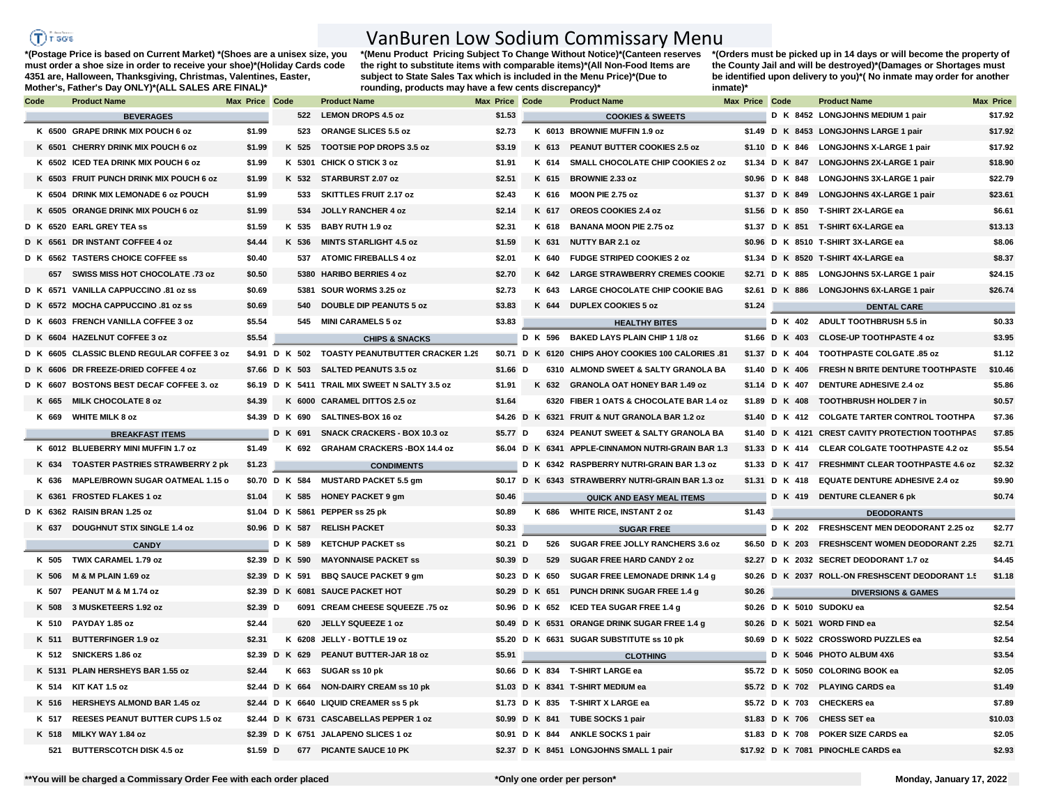# VanBuren Low Sodium Commissary Menu

*(Postage Price is based on Current Market) *(Shoes are a unisex size, you must order a shoe size in order to receive your shoe)*(Holiday Cards code 4351 are, Halloween, Thanksgiving, Christmas, Valentines, Easter, Mother's, Father's Day ONLY)*(ALL SALES ARE FINAL)*

*(Menu Product Pricing Subject To Change Without Notice)*(Canteen reserves the right to substitute items with comparable items)*(All Non-Food Items are subject to State Sales Tax which is included in the Menu Price)*(Due to rounding, products may have a few cents discrepancy)*

*(Orders must be picked up in 14 days or will become the property of the County Jail and will be destroyed)*(Damages or Shortages must be identified upon delivery to you)*( No inmate may order for another inmate)*

| Code | Product Name | Max Price |
|---|---|---|
| | **BEVERAGES** | |
| K 6500 | GRAPE DRINK MIX POUCH 6 oz | $1.99 |
| K 6501 | CHERRY DRINK MIX POUCH 6 oz | $1.99 |
| K 6502 | ICED TEA DRINK MIX POUCH 6 oz | $1.99 |
| K 6503 | FRUIT PUNCH DRINK MIX POUCH 6 oz | $1.99 |
| K 6504 | DRINK MIX LEMONADE 6 oz POUCH | $1.99 |
| K 6505 | ORANGE DRINK MIX POUCH 6 oz | $1.99 |
| D K 6520 | EARL GREY TEA ss | $1.59 |
| D K 6561 | DR INSTANT COFFEE 4 oz | $4.44 |
| D K 6562 | TASTERS CHOICE COFFEE ss | $0.40 |
| 657 | SWISS MISS HOT CHOCOLATE .73 oz | $0.50 |
| D K 6571 | VANILLA CAPPUCCINO .81 oz ss | $0.69 |
| D K 6572 | MOCHA CAPPUCCINO .81 oz ss | $0.69 |
| D K 6603 | FRENCH VANILLA COFFEE 3 oz | $5.54 |
| D K 6604 | HAZELNUT COFFEE 3 oz | $5.54 |
| D K 6605 | CLASSIC BLEND REGULAR COFFEE 3 oz | $4.91 |
| D K 6606 | DR FREEZE-DRIED COFFEE 4 oz | $7.66 |
| D K 6607 | BOSTONS BEST DECAF COFFEE 3. oz | $6.19 |
| K 665 | MILK CHOCOLATE 8 oz | $4.39 |
| K 669 | WHITE MILK 8 oz | $4.39 |
| | **BREAKFAST ITEMS** | |
| K 6012 | BLUEBERRY MINI MUFFIN 1.7 oz | $1.49 |
| K 634 | TOASTER PASTRIES STRAWBERRY 2 pk | $1.23 |
| K 636 | MAPLE/BROWN SUGAR OATMEAL 1.15 o | $0.70 |
| K 6361 | FROSTED FLAKES 1 oz | $1.04 |
| D K 6362 | RAISIN BRAN 1.25 oz | $1.04 |
| K 637 | DOUGHNUT STIX SINGLE 1.4 oz | $0.96 |
| | **CANDY** | |
| K 505 | TWIX CARAMEL 1.79 oz | $2.39 |
| K 506 | M & M PLAIN 1.69 oz | $2.39 |
| K 507 | PEANUT M & M 1.74 oz | $2.39 |
| K 508 | 3 MUSKETEERS 1.92 oz | $2.39 |
| K 510 | PAYDAY 1.85 oz | $2.44 |
| K 511 | BUTTERFINGER 1.9 oz | $2.31 |
| K 512 | SNICKERS 1.86 oz | $2.39 |
| K 5131 | PLAIN HERSHEYS BAR 1.55 oz | $2.44 |
| K 514 | KIT KAT 1.5 oz | $2.44 |
| K 516 | HERSHEYS ALMOND BAR 1.45 oz | $2.44 |
| K 517 | REESES PEANUT BUTTER CUPS 1.5 oz | $2.44 |
| K 518 | MILKY WAY 1.84 oz | $2.39 |
| 521 | BUTTERSCOTCH DISK 4.5 oz | $1.59 |
| 522 | LEMON DROPS 4.5 oz | $1.53 |
| 523 | ORANGE SLICES 5.5 oz | $2.73 |
| K 525 | TOOTSIE POP DROPS 3.5 oz | $3.19 |
| K 5301 | CHICK O STICK 3 oz | $1.91 |
| K 532 | STARBURST 2.07 oz | $2.51 |
| 533 | SKITTLES FRUIT 2.17 oz | $2.43 |
| 534 | JOLLY RANCHER 4 oz | $2.14 |
| K 535 | BABY RUTH 1.9 oz | $2.31 |
| K 536 | MINTS STARLIGHT 4.5 oz | $1.59 |
| 537 | ATOMIC FIREBALLS 4 oz | $2.01 |
| 5380 | HARIBO BERRIES 4 oz | $2.70 |
| 5381 | SOUR WORMS 3.25 oz | $2.73 |
| 540 | DOUBLE DIP PEANUTS 5 oz | $3.83 |
| 545 | MINI CARAMELS 5 oz | $3.83 |
| | **CHIPS & SNACKS** | |
| D K 502 | TOASTY PEANUTBUTTER CRACKER 1.29 | $0.71 |
| D K 503 | SALTED PEANUTS 3.5 oz | $1.66 |
| D K 5411 | TRAIL MIX SWEET N SALTY 3.5 oz | $1.91 |
| K 6000 | CARAMEL DITTOS 2.5 oz | $1.64 |
| D K 690 | SALTINES-BOX 16 oz | $4.26 |
| D K 691 | SNACK CRACKERS - BOX 10.3 oz | $5.77 |
| K 692 | GRAHAM CRACKERS -BOX 14.4 oz | $6.04 |
| | **CONDIMENTS** | |
| D K 584 | MUSTARD PACKET 5.5 gm | $0.17 |
| K 585 | HONEY PACKET 9 gm | $0.46 |
| D K 5861 | PEPPER ss 25 pk | $0.89 |
| D K 587 | RELISH PACKET | $0.33 |
| D K 589 | KETCHUP PACKET ss | $0.21 |
| D K 590 | MAYONNAISE PACKET ss | $0.39 |
| D K 591 | BBQ SAUCE PACKET 9 gm | $0.23 |
| D K 6081 | SAUCE PACKET HOT | $0.29 |
| 6091 | CREAM CHEESE SQUEEZE .75 oz | $0.96 |
| 620 | JELLY SQUEEZE 1 oz | $0.49 |
| K 6208 | JELLY - BOTTLE 19 oz | $5.20 |
| D K 629 | PEANUT BUTTER-JAR 18 oz | $5.91 |
| K 663 | SUGAR ss 10 pk | $0.66 |
| D K 664 | NON-DAIRY CREAM ss 10 pk | $1.03 |
| D K 6640 | LIQUID CREAMER ss 5 pk | $1.73 |
| D K 6731 | CASCABELLAS PEPPER 1 oz | $0.99 |
| D K 6751 | JALAPENO SLICES 1 oz | $0.91 |
| D 677 | PICANTE SAUCE 10 PK | $2.37 |
| | **COOKIES & SWEETS** | |
| K 6013 | BROWNIE MUFFIN 1.9 oz | $1.49 |
| K 613 | PEANUT BUTTER COOKIES 2.5 oz | $1.10 |
| K 614 | SMALL CHOCOLATE CHIP COOKIES 2 oz | $1.34 |
| K 615 | BROWNIE 2.33 oz | $0.96 |
| K 616 | MOON PIE 2.75 oz | $1.37 |
| K 617 | OREOS COOKIES 2.4 oz | $1.56 |
| K 618 | BANANA MOON PIE 2.75 oz | $1.37 |
| K 631 | NUTTY BAR 2.1 oz | $0.96 |
| K 640 | FUDGE STRIPED COOKIES 2 oz | $1.34 |
| K 642 | LARGE STRAWBERRY CREMES COOKIE | $2.71 |
| K 643 | LARGE CHOCOLATE CHIP COOKIE BAG | $2.61 |
| K 644 | DUPLEX COOKIES 5 oz | $1.24 |
| | **HEALTHY BITES** | |
| D K 596 | BAKED LAYS PLAIN CHIP 1 1/8 oz | $1.66 |
| D K 6120 | CHIPS AHOY COOKIES 100 CALORIES .81 | $1.37 |
| D 6310 | ALMOND SWEET & SALTY GRANOLA BA | $1.40 |
| K 632 | GRANOLA OAT HONEY BAR 1.49 oz | $1.14 |
| 6320 | FIBER 1 OATS & CHOCOLATE BAR 1.4 oz | $1.89 |
| D K 6321 | FRUIT & NUT GRANOLA BAR 1.2 oz | $1.40 |
| D 6324 | PEANUT SWEET & SALTY GRANOLA BA | $1.40 |
| D K 6341 | APPLE-CINNAMON NUTRI-GRAIN BAR 1.3 | $1.33 |
| D K 6342 | RASPBERRY NUTRI-GRAIN BAR 1.3 oz | $1.33 |
| D K 6343 | STRAWBERRY NUTRI-GRAIN BAR 1.3 oz | $1.31 |
| | **QUICK AND EASY MEAL ITEMS** | |
| K 686 | WHITE RICE, INSTANT 2 oz | $1.43 |
| | **SUGAR FREE** | |
| D 526 | SUGAR FREE JOLLY RANCHERS 3.6 oz | $6.50 |
| D 529 | SUGAR FREE HARD CANDY 2 oz | $2.27 |
| D K 650 | SUGAR FREE LEMONADE DRINK 1.4 g | $0.26 |
| D K 651 | PUNCH DRINK SUGAR FREE 1.4 g | $0.26 |
| D K 652 | ICED TEA SUGAR FREE 1.4 g | $0.26 |
| D K 6531 | ORANGE DRINK SUGAR FREE 1.4 g | $0.26 |
| D K 6631 | SUGAR SUBSTITUTE ss 10 pk | $0.69 |
| | **CLOTHING** | |
| D K 834 | T-SHIRT LARGE ea | $5.72 |
| D K 8341 | T-SHIRT MEDIUM ea | $5.72 |
| D K 835 | T-SHIRT X LARGE ea | $5.72 |
| D K 841 | TUBE SOCKS 1 pair | $1.83 |
| D K 844 | ANKLE SOCKS 1 pair | $1.83 |
| D K 8451 | LONGJOHNS SMALL 1 pair | $17.92 |
| D K 8452 | LONGJOHNS MEDIUM 1 pair | $17.92 |
| D K 8453 | LONGJOHNS LARGE 1 pair | $17.92 |
| D K 846 | LONGJOHNS X-LARGE 1 pair | $17.92 |
| D K 847 | LONGJOHNS 2X-LARGE 1 pair | $18.90 |
| D K 848 | LONGJOHNS 3X-LARGE 1 pair | $22.79 |
| D K 849 | LONGJOHNS 4X-LARGE 1 pair | $23.61 |
| D K 850 | T-SHIRT 2X-LARGE ea | $6.61 |
| D K 851 | T-SHIRT 6X-LARGE ea | $13.13 |
| D K 8510 | T-SHIRT 3X-LARGE ea | $8.06 |
| D K 8520 | T-SHIRT 4X-LARGE ea | $8.37 |
| D K 885 | LONGJOHNS 5X-LARGE 1 pair | $24.15 |
| D K 886 | LONGJOHNS 6X-LARGE 1 pair | $26.74 |
| | **DENTAL CARE** | |
| D K 402 | ADULT TOOTHBRUSH 5.5 in | $0.33 |
| D K 403 | CLOSE-UP TOOTHPASTE 4 oz | $3.95 |
| D K 404 | TOOTHPASTE COLGATE .85 oz | $1.12 |
| D K 406 | FRESH N BRITE DENTURE TOOTHPASTE | $10.46 |
| D K 407 | DENTURE ADHESIVE 2.4 oz | $5.86 |
| D K 408 | TOOTHBRUSH HOLDER 7 in | $0.57 |
| D K 412 | COLGATE TARTER CONTROL TOOTHPA | $7.36 |
| D K 4121 | CREST CAVITY PROTECTION TOOTHPAS | $7.85 |
| D K 414 | CLEAR COLGATE TOOTHPASTE 4.2 oz | $5.54 |
| D K 417 | FRESHMINT CLEAR TOOTHPASTE 4.6 oz | $2.32 |
| D K 418 | EQUATE DENTURE ADHESIVE 2.4 oz | $9.90 |
| D K 419 | DENTURE CLEANER 6 pk | $0.74 |
| | **DEODORANTS** | |
| D K 202 | FRESHSCENT MEN DEODORANT 2.25 oz | $2.77 |
| D K 203 | FRESHSCENT WOMEN DEODORANT 2.25 | $2.71 |
| D K 2032 | SECRET DEODORANT 1.7 oz | $4.45 |
| D K 2037 | ROLL-ON FRESHSCENT DEODORANT 1.5 | $1.18 |
| | **DIVERSIONS & GAMES** | |
| D K 5010 | SUDOKU ea | $2.54 |
| D K 5021 | WORD FIND ea | $2.54 |
| D K 5022 | CROSSWORD PUZZLES ea | $2.54 |
| D K 5046 | PHOTO ALBUM 4X6 | $3.54 |
| D K 5050 | COLORING BOOK ea | $2.05 |
| D K 702 | PLAYING CARDS ea | $1.49 |
| D K 703 | CHECKERS ea | $7.89 |
| D K 706 | CHESS SET ea | $10.03 |
| D K 708 | POKER SIZE CARDS ea | $2.05 |
| D K 7081 | PINOCHLE CARDS ea | $2.93 |

**You will be charged a Commissary Order Fee with each order placed

*Only one order per person*

Monday, January 17, 2022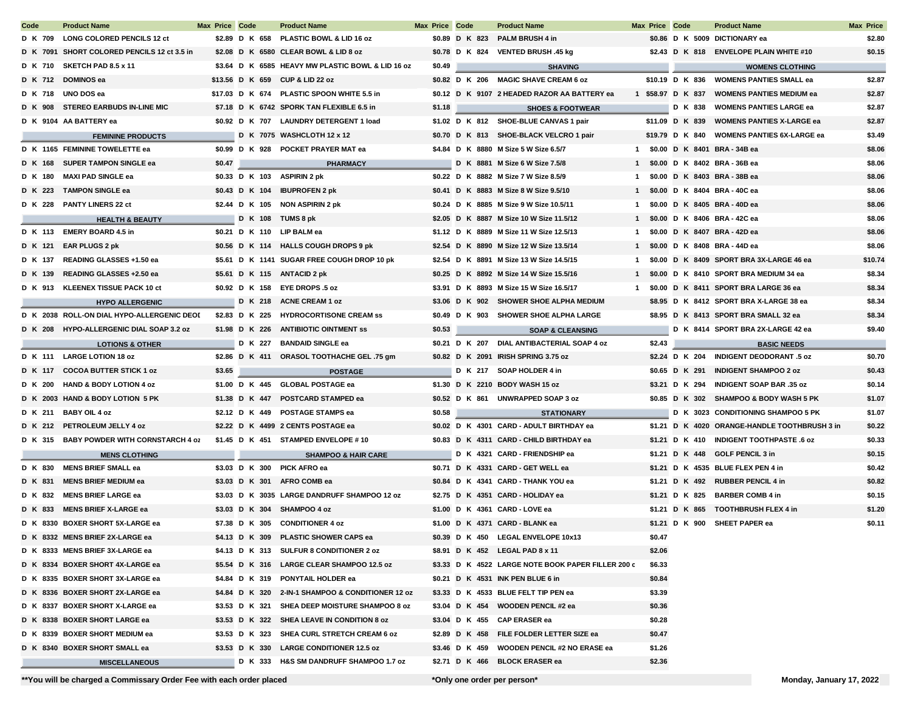| Code | Product Name | Max Price |
|---|---|---|
| D K 709 | LONG COLORED PENCILS 12 ct | $2.89 |
| D K 7091 | SHORT COLORED PENCILS 12 ct 3.5 in | $2.08 |
| D K 710 | SKETCH PAD 8.5 x 11 | $3.64 |
| D K 712 | DOMINOS ea | $13.56 |
| D K 718 | UNO DOS ea | $17.03 |
| D K 908 | STEREO EARBUDS IN-LINE MIC | $7.18 |
| D K 9104 | AA BATTERY ea | $0.92 |
| | **FEMININE PRODUCTS** | |
| D K 1165 | FEMININE TOWELETTE ea | $0.99 |
| D K 168 | SUPER TAMPON SINGLE ea | $0.47 |
| D K 180 | MAXI PAD SINGLE ea | $0.33 |
| D K 223 | TAMPON SINGLE ea | $0.43 |
| D K 228 | PANTY LINERS 22 ct | $2.44 |
| | **HEALTH & BEAUTY** | |
| D K 113 | EMERY BOARD 4.5 in | $0.21 |
| D K 121 | EAR PLUGS 2 pk | $0.56 |
| D K 137 | READING GLASSES +1.50 ea | $5.61 |
| D K 139 | READING GLASSES +2.50 ea | $5.61 |
| D K 913 | KLEENEX TISSUE PACK 10 ct | $0.92 |
| | **HYPO ALLERGENIC** | |
| D K 2038 | ROLL-ON DIAL HYPO-ALLERGENIC DEOI | $2.83 |
| D K 208 | HYPO-ALLERGENIC DIAL SOAP 3.2 oz | $1.98 |
| | **LOTIONS & OTHER** | |
| D K 111 | LARGE LOTION 18 oz | $2.86 |
| D K 117 | COCOA BUTTER STICK 1 oz | $3.65 |
| D K 200 | HAND & BODY LOTION 4 oz | $1.00 |
| D K 2003 | HAND & BODY LOTION 5 PK | $1.38 |
| D K 211 | BABY OIL 4 oz | $2.12 |
| D K 212 | PETROLEUM JELLY 4 oz | $2.22 |
| D K 315 | BABY POWDER WITH CORNSTARCH 4 oz | $1.45 |
| | **MENS CLOTHING** | |
| D K 830 | MENS BRIEF SMALL ea | $3.03 |
| D K 831 | MENS BRIEF MEDIUM ea | $3.03 |
| D K 832 | MENS BRIEF LARGE ea | $3.03 |
| D K 833 | MENS BRIEF X-LARGE ea | $3.03 |
| D K 8330 | BOXER SHORT 5X-LARGE ea | $7.38 |
| D K 8332 | MENS BRIEF 2X-LARGE ea | $4.13 |
| D K 8333 | MENS BRIEF 3X-LARGE ea | $4.13 |
| D K 8334 | BOXER SHORT 4X-LARGE ea | $5.54 |
| D K 8335 | BOXER SHORT 3X-LARGE ea | $4.84 |
| D K 8336 | BOXER SHORT 2X-LARGE ea | $4.84 |
| D K 8337 | BOXER SHORT X-LARGE ea | $3.53 |
| D K 8338 | BOXER SHORT LARGE ea | $3.53 |
| D K 8339 | BOXER SHORT MEDIUM ea | $3.53 |
| D K 8340 | BOXER SHORT SMALL ea | $3.53 |
| | **MISCELLANEOUS** | |
| D K 658 | PLASTIC BOWL & LID 16 oz | $0.89 |
| D K 6580 | CLEAR BOWL & LID 8 oz | $0.78 |
| D K 6585 | HEAVY MW PLASTIC BOWL & LID 16 oz | $0.49 |
| D K 659 | CUP & LID 22 oz | $0.82 |
| D K 674 | PLASTIC SPOON WHITE 5.5 in | $0.12 |
| D K 6742 | SPORK TAN FLEXIBLE 6.5 in | $1.18 |
| D K 707 | LAUNDRY DETERGENT 1 load | $1.02 |
| D K 7075 | WASHCLOTH 12 x 12 | $0.70 |
| D K 928 | POCKET PRAYER MAT ea | $4.84 |
| | **PHARMACY** | |
| D K 103 | ASPIRIN 2 pk | $0.22 |
| D K 104 | IBUPROFEN 2 pk | $0.41 |
| D K 105 | NON ASPIRIN 2 pk | $0.24 |
| D K 108 | TUMS 8 pk | $2.05 |
| D K 110 | LIP BALM ea | $1.12 |
| D K 114 | HALLS COUGH DROPS 9 pk | $2.54 |
| D K 1141 | SUGAR FREE COUGH DROP 10 pk | $2.54 |
| D K 115 | ANTACID 2 pk | $0.25 |
| D K 158 | EYE DROPS .5 oz | $3.91 |
| D K 218 | ACNE CREAM 1 oz | $3.06 |
| D K 225 | HYDROCORTISONE CREAM ss | $0.49 |
| D K 226 | ANTIBIOTIC OINTMENT ss | $0.53 |
| D K 227 | BANDAID SINGLE ea | $0.21 |
| D K 411 | ORASOL TOOTHACHE GEL .75 gm | $0.82 |
| | **POSTAGE** | |
| D K 445 | GLOBAL POSTAGE ea | $1.30 |
| D K 447 | POSTCARD STAMPED ea | $0.52 |
| D K 449 | POSTAGE STAMPS ea | $0.58 |
| D K 4499 | 2 CENTS POSTAGE ea | $0.02 |
| D K 451 | STAMPED ENVELOPE # 10 | $0.83 |
| | **SHAMPOO & HAIR CARE** | |
| D K 300 | PICK AFRO ea | $0.71 |
| D K 301 | AFRO COMB ea | $0.84 |
| D K 3035 | LARGE DANDRUFF SHAMPOO 12 oz | $2.75 |
| D K 304 | SHAMPOO 4 oz | $1.00 |
| D K 305 | CONDITIONER 4 oz | $1.00 |
| D K 309 | PLASTIC SHOWER CAPS ea | $0.39 |
| D K 313 | SULFUR 8 CONDITIONER 2 oz | $8.91 |
| D K 316 | LARGE CLEAR SHAMPOO 12.5 oz | $3.33 |
| D K 319 | PONYTAIL HOLDER ea | $0.21 |
| D K 320 | 2-IN-1 SHAMPOO & CONDITIONER 12 oz | $3.33 |
| D K 321 | SHEA DEEP MOISTURE SHAMPOO 8 oz | $3.04 |
| D K 322 | SHEA LEAVE IN CONDITION 8 oz | $3.04 |
| D K 323 | SHEA CURL STRETCH CREAM 6 oz | $2.89 |
| D K 330 | LARGE CONDITIONER 12.5 oz | $3.46 |
| D K 333 | H&S SM DANDRUFF SHAMPOO 1.7 oz | $2.71 |
| D K 823 | PALM BRUSH 4 in | $0.86 |
| D K 824 | VENTED BRUSH .45 kg | $2.43 |
| | **SHAVING** | |
| D K 206 | MAGIC SHAVE CREAM 6 oz | $10.19 |
| D K 9107 | 2 HEADED RAZOR AA BATTERY ea | 1 $58.97 |
| | **SHOES & FOOTWEAR** | |
| D K 812 | SHOE-BLUE CANVAS 1 pair | $11.09 |
| D K 813 | SHOE-BLACK VELCRO 1 pair | $19.79 |
| D K 8880 | M Size 5 W Size 6.5/7 | 1 $0.00 |
| D K 8881 | M Size 6 W Size 7.5/8 | 1 $0.00 |
| D K 8882 | M Size 7 W Size 8.5/9 | 1 $0.00 |
| D K 8883 | M Size 8 W Size 9.5/10 | 1 $0.00 |
| D K 8885 | M Size 9 W Size 10.5/11 | 1 $0.00 |
| D K 8887 | M Size 10 W Size 11.5/12 | 1 $0.00 |
| D K 8889 | M Size 11 W Size 12.5/13 | 1 $0.00 |
| D K 8890 | M Size 12 W Size 13.5/14 | 1 $0.00 |
| D K 8891 | M Size 13 W Size 14.5/15 | 1 $0.00 |
| D K 8892 | M Size 14 W Size 15.5/16 | 1 $0.00 |
| D K 8893 | M Size 15 W Size 16.5/17 | 1 $0.00 |
| D K 902 | SHOWER SHOE ALPHA MEDIUM | $8.95 |
| D K 903 | SHOWER SHOE ALPHA LARGE | $8.95 |
| | **SOAP & CLEANSING** | |
| D K 207 | DIAL ANTIBACTERIAL SOAP 4 oz | $2.43 |
| D K 2091 | IRISH SPRING 3.75 oz | $2.24 |
| D K 217 | SOAP HOLDER 4 in | $0.65 |
| D K 2210 | BODY WASH 15 oz | $3.21 |
| D K 861 | UNWRAPPED SOAP 3 oz | $0.85 |
| | **STATIONARY** | |
| D K 4301 | CARD - ADULT BIRTHDAY ea | $1.21 |
| D K 4311 | CARD - CHILD BIRTHDAY ea | $1.21 |
| D K 4321 | CARD - FRIENDSHIP ea | $1.21 |
| D K 4331 | CARD - GET WELL ea | $1.21 |
| D K 4341 | CARD - THANK YOU ea | $1.21 |
| D K 4351 | CARD - HOLIDAY ea | $1.21 |
| D K 4361 | CARD - LOVE ea | $1.21 |
| D K 4371 | CARD - BLANK ea | $1.21 |
| D K 450 | LEGAL ENVELOPE 10x13 | $0.47 |
| D K 452 | LEGAL PAD 8 x 11 | $2.06 |
| D K 4522 | LARGE NOTE BOOK PAPER FILLER 200 c | $6.33 |
| D K 4531 | INK PEN BLUE 6 in | $0.84 |
| D K 4533 | BLUE FELT TIP PEN ea | $3.39 |
| D K 454 | WOODEN PENCIL #2 ea | $0.36 |
| D K 455 | CAP ERASER ea | $0.28 |
| D K 458 | FILE FOLDER LETTER SIZE ea | $0.47 |
| D K 459 | WOODEN PENCIL #2 NO ERASE ea | $1.26 |
| D K 466 | BLOCK ERASER ea | $2.36 |
| D K 5009 | DICTIONARY ea | $2.80 |
| D K 818 | ENVELOPE PLAIN WHITE #10 | $0.15 |
| | **WOMENS CLOTHING** | |
| D K 836 | WOMENS PANTIES SMALL ea | $2.87 |
| D K 837 | WOMENS PANTIES MEDIUM ea | $2.87 |
| D K 838 | WOMENS PANTIES LARGE ea | $2.87 |
| D K 839 | WOMENS PANTIES X-LARGE ea | $2.87 |
| D K 840 | WOMENS PANTIES 6X-LARGE ea | $3.49 |
| D K 8401 | BRA - 34B ea | $8.06 |
| D K 8402 | BRA - 36B ea | $8.06 |
| D K 8403 | BRA - 38B ea | $8.06 |
| D K 8404 | BRA - 40C ea | $8.06 |
| D K 8405 | BRA - 40D ea | $8.06 |
| D K 8406 | BRA - 42C ea | $8.06 |
| D K 8407 | BRA - 42D ea | $8.06 |
| D K 8408 | BRA - 44D ea | $8.06 |
| D K 8409 | SPORT BRA 3X-LARGE 46 ea | $10.74 |
| D K 8410 | SPORT BRA MEDIUM 34 ea | $8.34 |
| D K 8411 | SPORT BRA LARGE 36 ea | $8.34 |
| D K 8412 | SPORT BRA X-LARGE 38 ea | $8.34 |
| D K 8413 | SPORT BRA SMALL 32 ea | $8.34 |
| D K 8414 | SPORT BRA 2X-LARGE 42 ea | $9.40 |
| | **BASIC NEEDS** | |
| D K 204 | INDIGENT DEODORANT .5 oz | $0.70 |
| D K 291 | INDIGENT SHAMPOO 2 oz | $0.43 |
| D K 294 | INDIGENT SOAP BAR .35 oz | $0.14 |
| D K 302 | SHAMPOO & BODY WASH 5 PK | $1.07 |
| D K 3023 | CONDITIONING SHAMPOO 5 PK | $1.07 |
| D K 4020 | ORANGE-HANDLE TOOTHBRUSH 3 in | $0.22 |
| D K 410 | INDIGENT TOOTHPASTE .6 oz | $0.33 |
| D K 448 | GOLF PENCIL 3 in | $0.15 |
| D K 4535 | BLUE FLEX PEN 4 in | $0.42 |
| D K 492 | RUBBER PENCIL 4 in | $0.82 |
| D K 825 | BARBER COMB 4 in | $0.15 |
| D K 865 | TOOTHBRUSH FLEX 4 in | $1.20 |
| D K 900 | SHEET PAPER ea | $0.11 |

**You will be charged a Commissary Order Fee with each order placed

*Only one order per person*

Monday, January 17, 2022